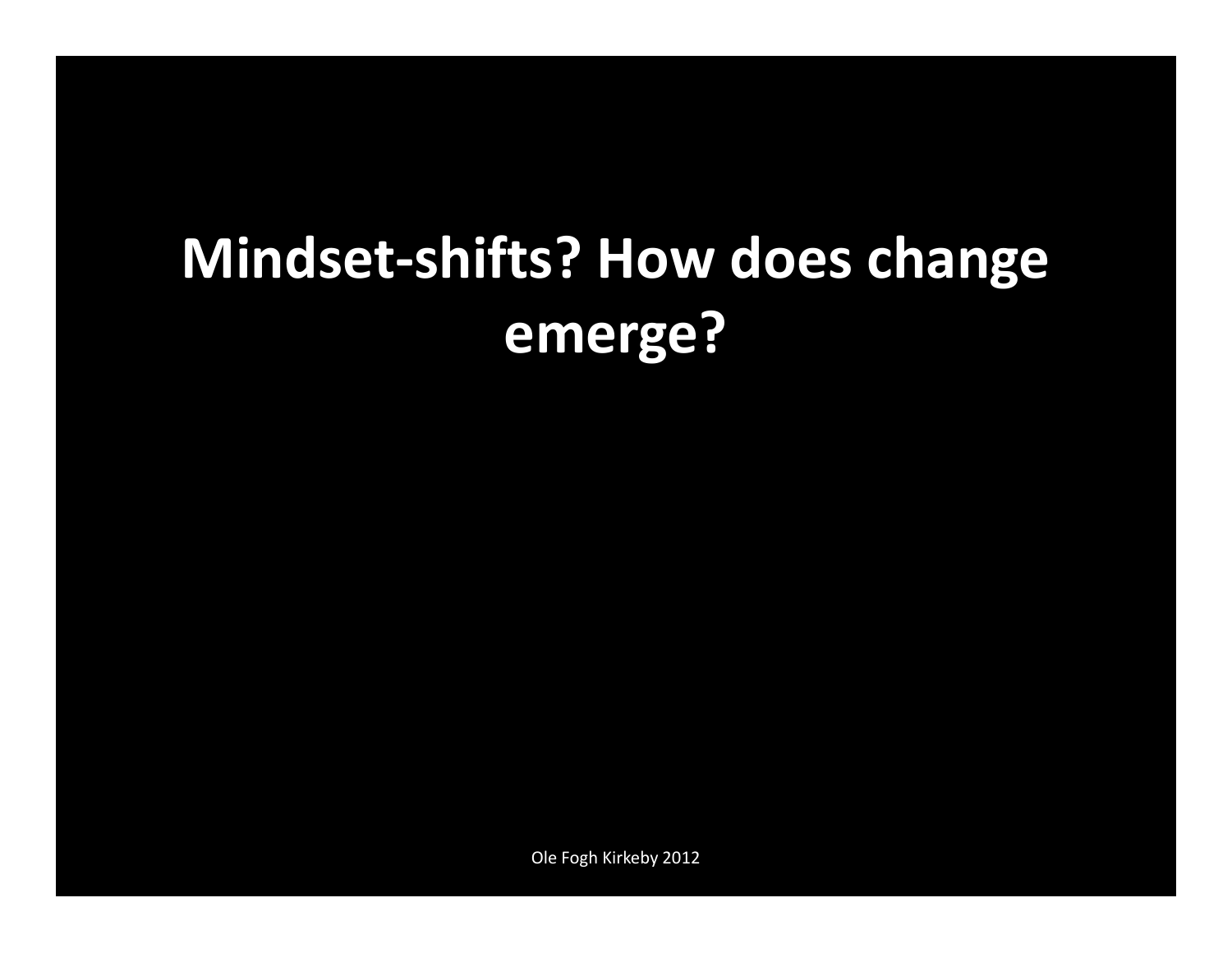# Mindset-shifts? How does change emerge?

Ole Fogh Kirkeby 2012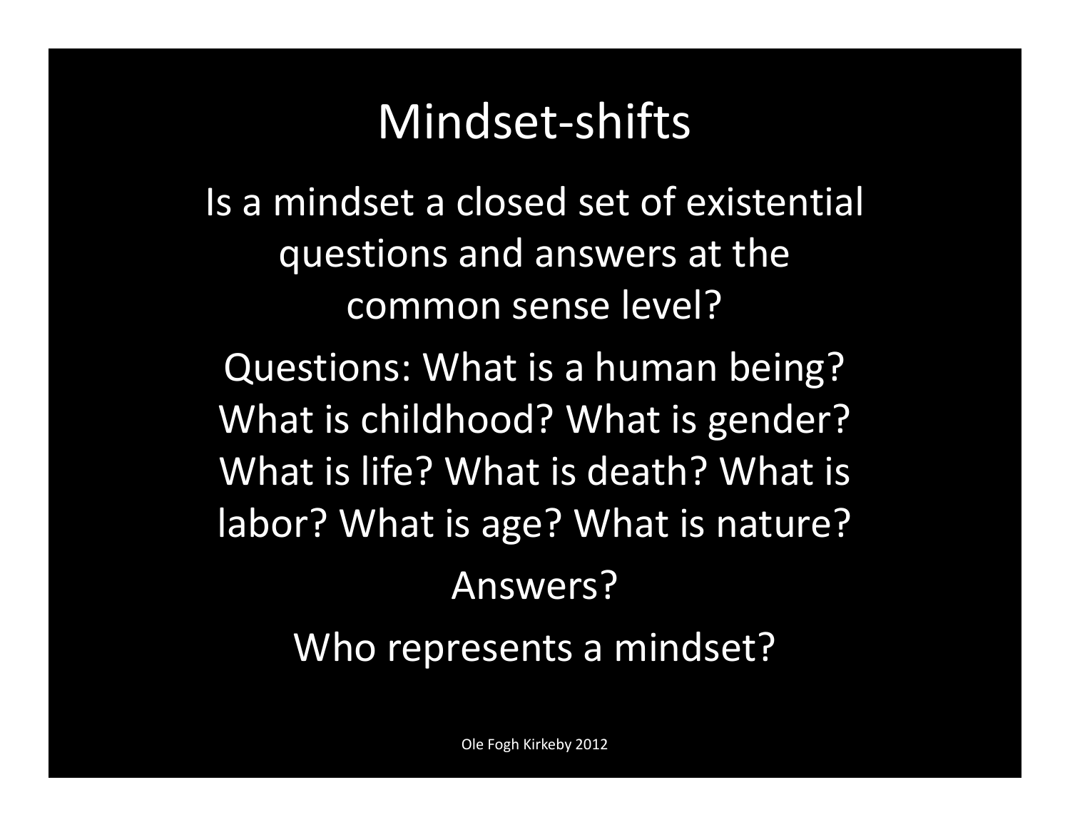# Mindset-shifts

Is a mindset a closed set of existential questions and answers at the common sense level?

Questions: What is a human being? What is childhood? What is gender? What is life? What is death? What is labor? What is age? What is nature?

Answers?

Who represents a mindset?

Ole Fogh Kirkeby 2012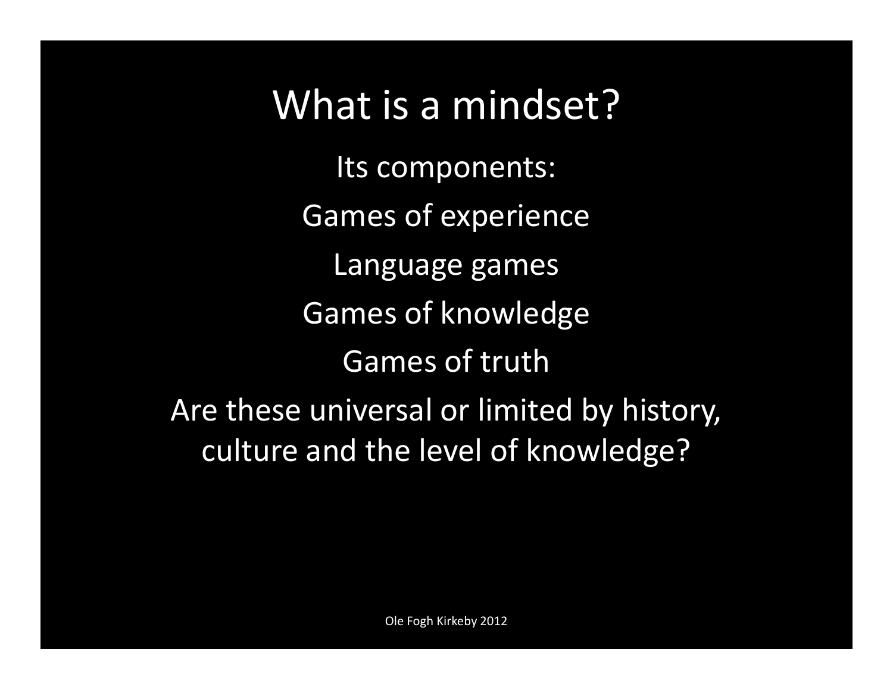# What is a mindset?

Its components:

Games of experience

Language games

Games of knowledge

Games of truth

Are these universal or limited by history, culture and the level of knowledge?

Ole Fogh Kirkeby 2012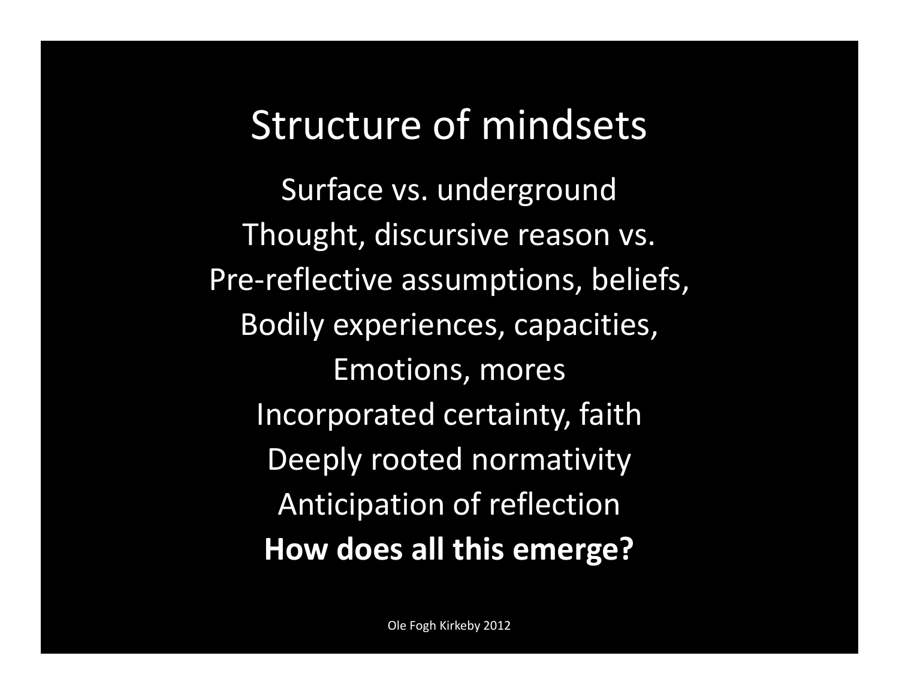# Structure of mindsets

Surface vs. underground

Thought, discursive reason vs.

Pre-reflective assumptions, beliefs,

Bodily experiences, capacities,

Emotions, mores

Incorporated certainty, faith

Deeply rooted normativity

Anticipation of reflection

**How does all this emerge?**

Ole Fogh Kirkeby 2012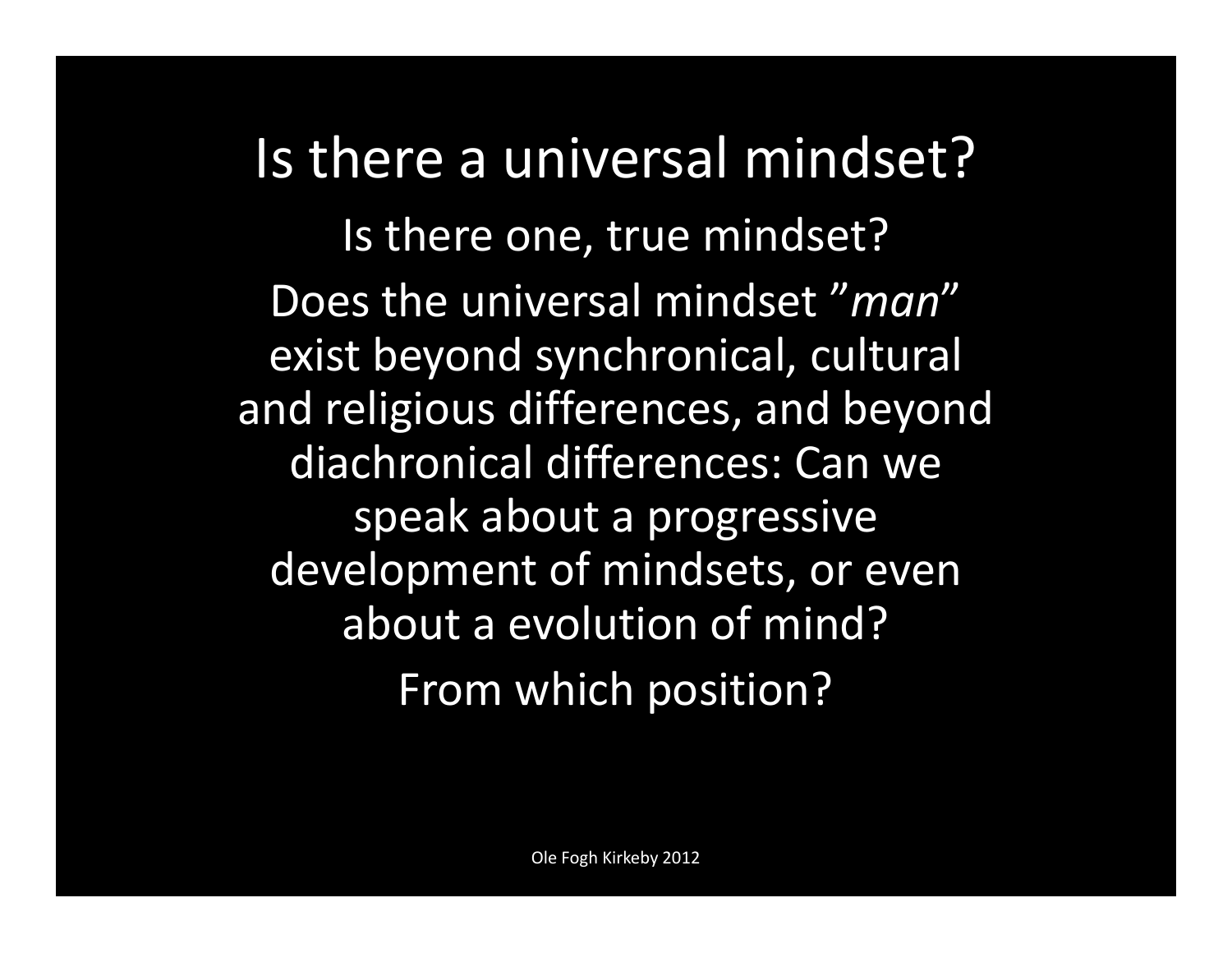# Is there a universal mindset?

Is there one, true mindset?

Does the universal mindset ”*man*” exist beyond synchronical, cultural and religious differences, and beyond diachronical differences: Can we speak about a progressive development of mindsets, or even about a evolution of mind?

From which position?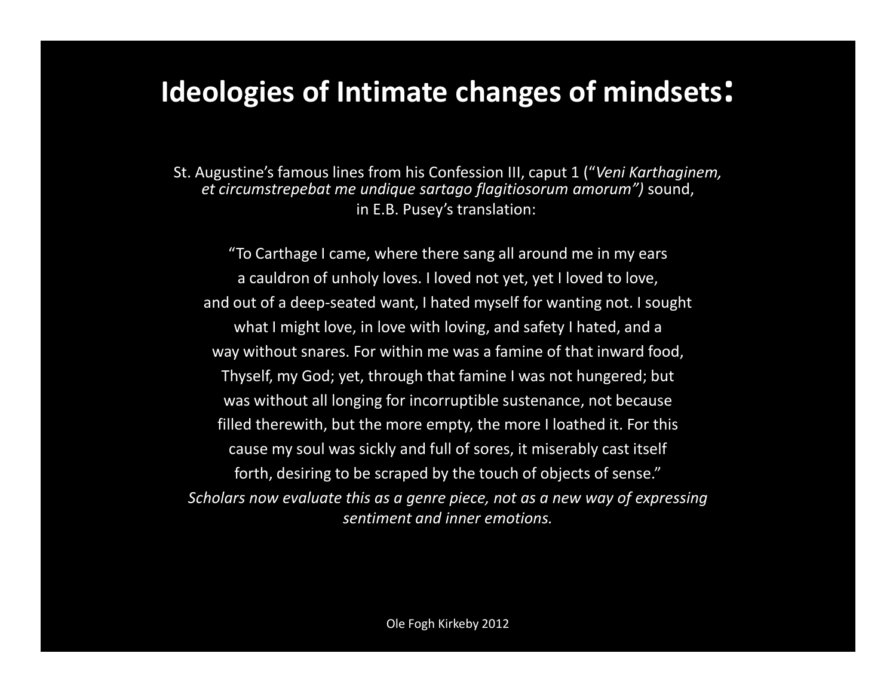# Ideologies of Intimate changes of mindsets:

St. Augustine's famous lines from his Confession III, caput 1 ("*Veni Karthaginem, et circumstrepebat me undique sartago flagitiosorum amorum")* sound, in E.B. Pusey's translation:

"To Carthage I came, where there sang all around me in my ears a cauldron of unholy loves. I loved not yet, yet I loved to love, and out of a deep-seated want, I hated myself for wanting not. I sought what I might love, in love with loving, and safety I hated, and a way without snares. For within me was a famine of that inward food, Thyself, my God; yet, through that famine I was not hungered; but was without all longing for incorruptible sustenance, not because filled therewith, but the more empty, the more I loathed it. For this cause my soul was sickly and full of sores, it miserably cast itself forth, desiring to be scraped by the touch of objects of sense."

*Scholars now evaluate this as a genre piece, not as a new way of expressing sentiment and inner emotions.*

Ole Fogh Kirkeby 2012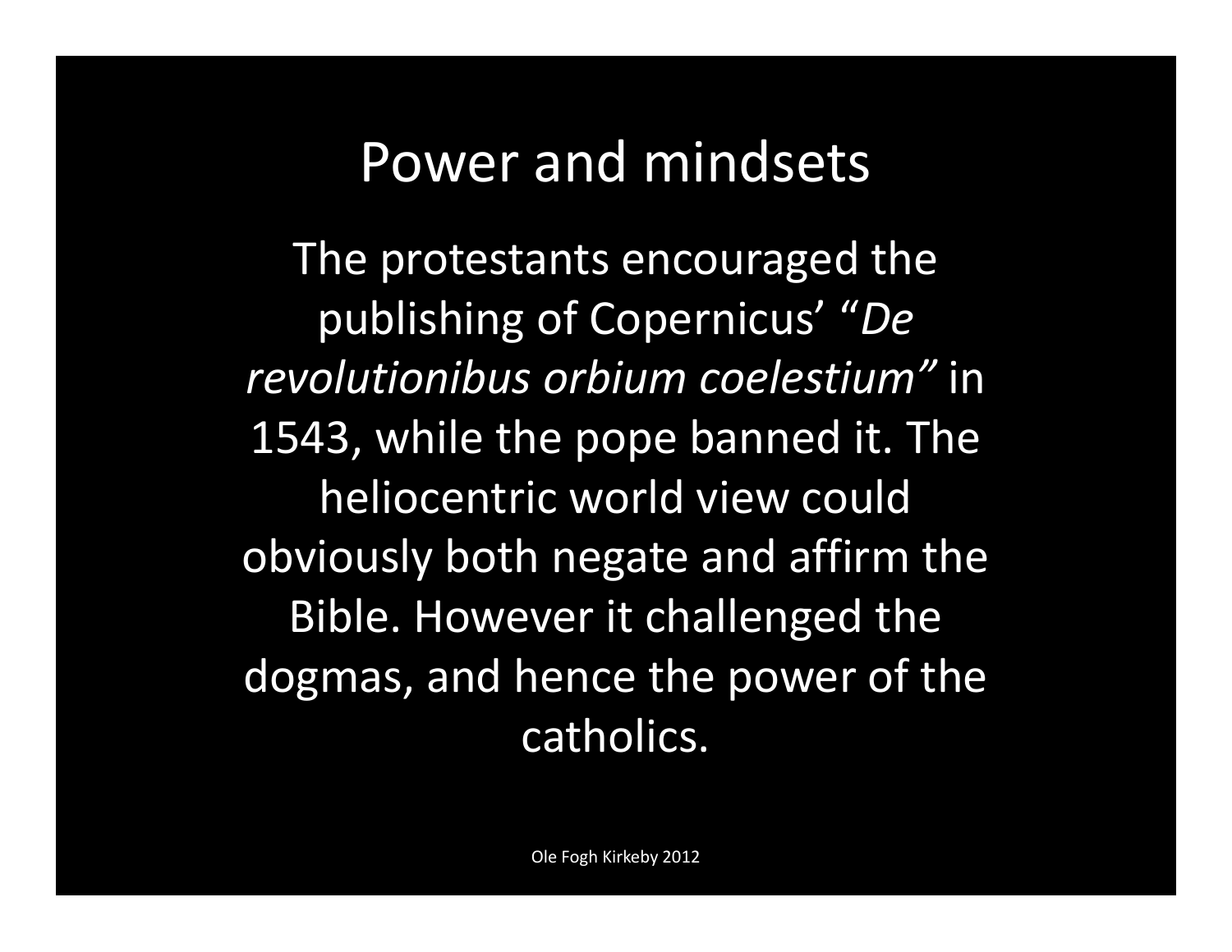# Power and mindsets

The protestants encouraged the publishing of Copernicus' "*De revolutionibus orbium coelestium"* in 1543, while the pope banned it. The heliocentric world view could obviously both negate and affirm the Bible. However it challenged the dogmas, and hence the power of the catholics.

Ole Fogh Kirkeby 2012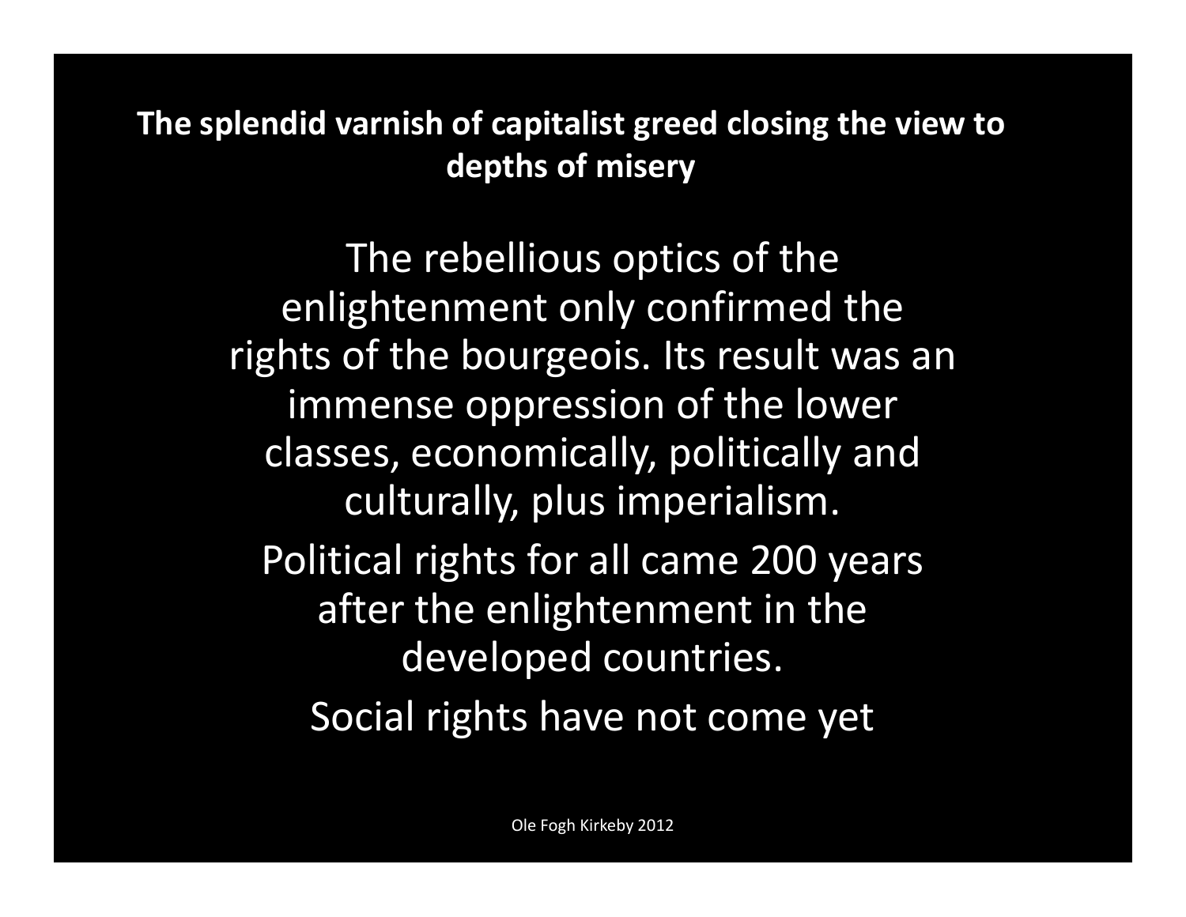**The splendid varnish of capitalist greed closing the view to depths of misery**

The rebellious optics of the enlightenment only confirmed the rights of the bourgeois. Its result was an immense oppression of the lower classes, economically, politically and culturally, plus imperialism.

Political rights for all came 200 years after the enlightenment in the developed countries.

Social rights have not come yet

Ole Fogh Kirkeby 2012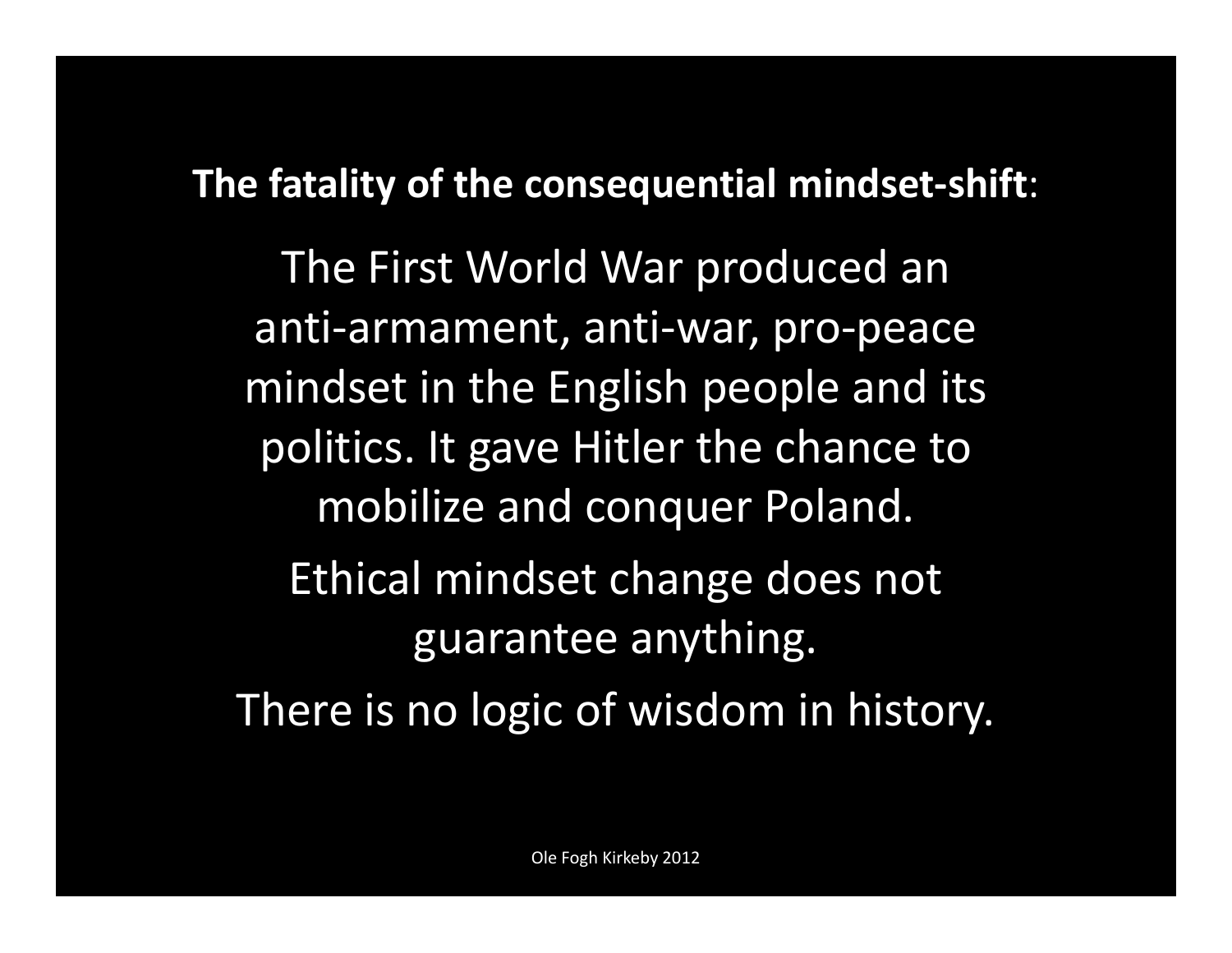**The fatality of the consequential mindset-shift**:

The First World War produced an anti-armament, anti-war, pro-peace mindset in the English people and its politics. It gave Hitler the chance to mobilize and conquer Poland.

Ethical mindset change does not guarantee anything.

There is no logic of wisdom in history.

Ole Fogh Kirkeby 2012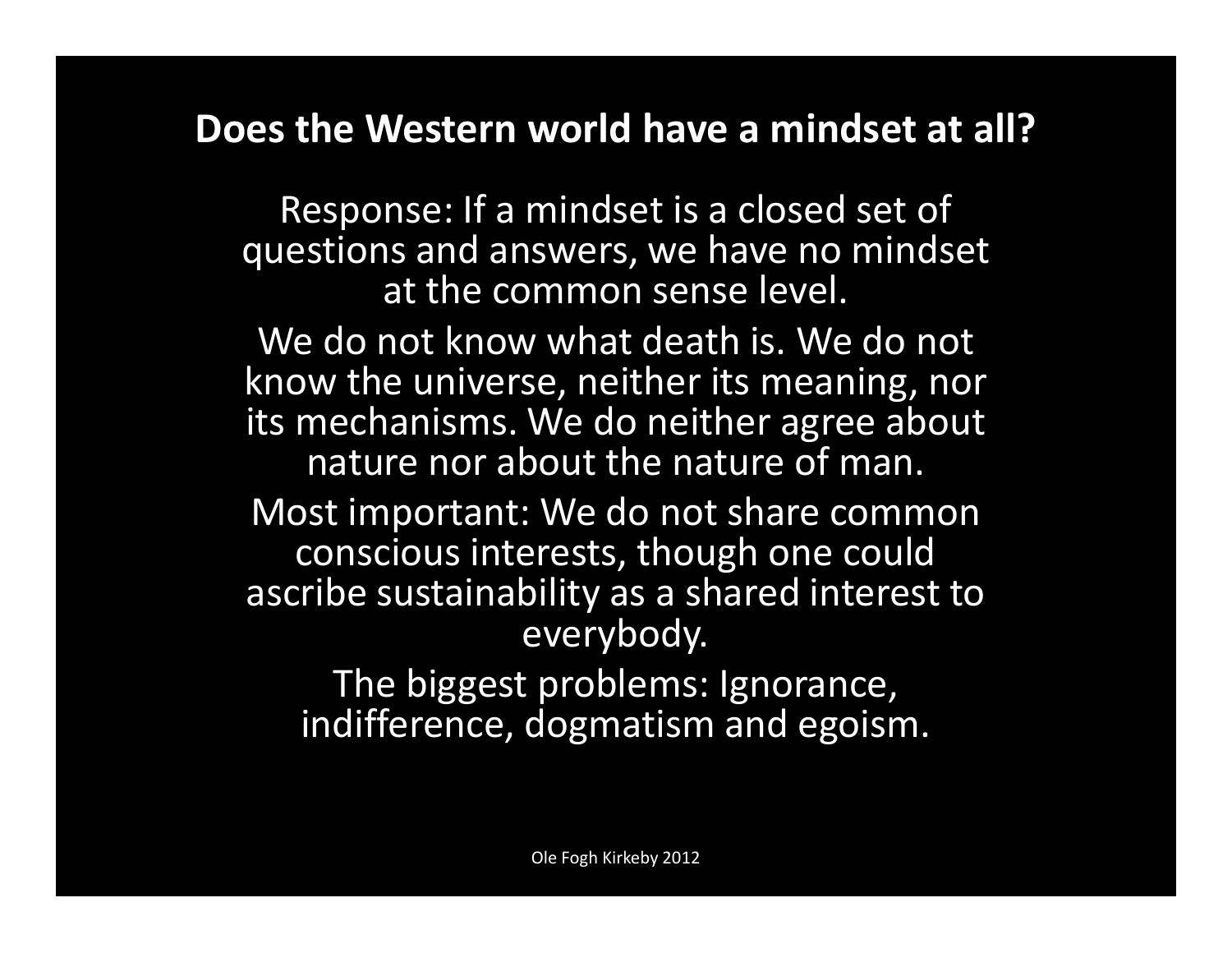## Does the Western world have a mindset at all?

Response: If a mindset is a closed set of questions and answers, we have no mindset at the common sense level.

We do not know what death is. We do not know the universe, neither its meaning, nor its mechanisms. We do neither agree about nature nor about the nature of man.

Most important: We do not share common conscious interests, though one could ascribe sustainability as a shared interest to everybody.

The biggest problems: Ignorance, indifference, dogmatism and egoism.

Ole Fogh Kirkeby 2012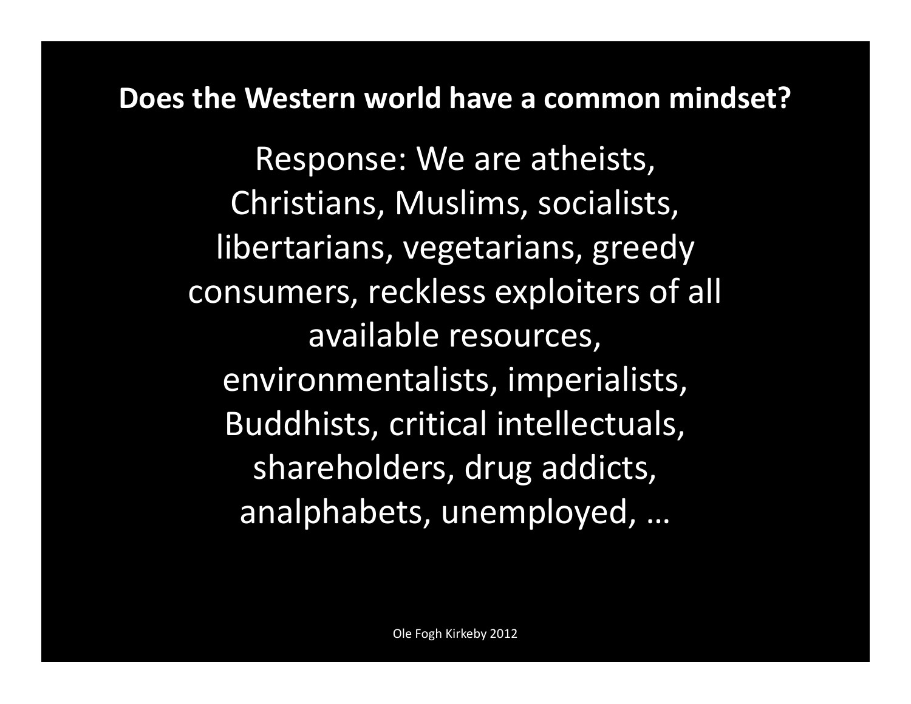**Does the Western world have a common mindset?**

Response: We are atheists, Christians, Muslims, socialists, libertarians, vegetarians, greedy consumers, reckless exploiters of all available resources, environmentalists, imperialists, Buddhists, critical intellectuals, shareholders, drug addicts, analphabets, unemployed, …

Ole Fogh Kirkeby 2012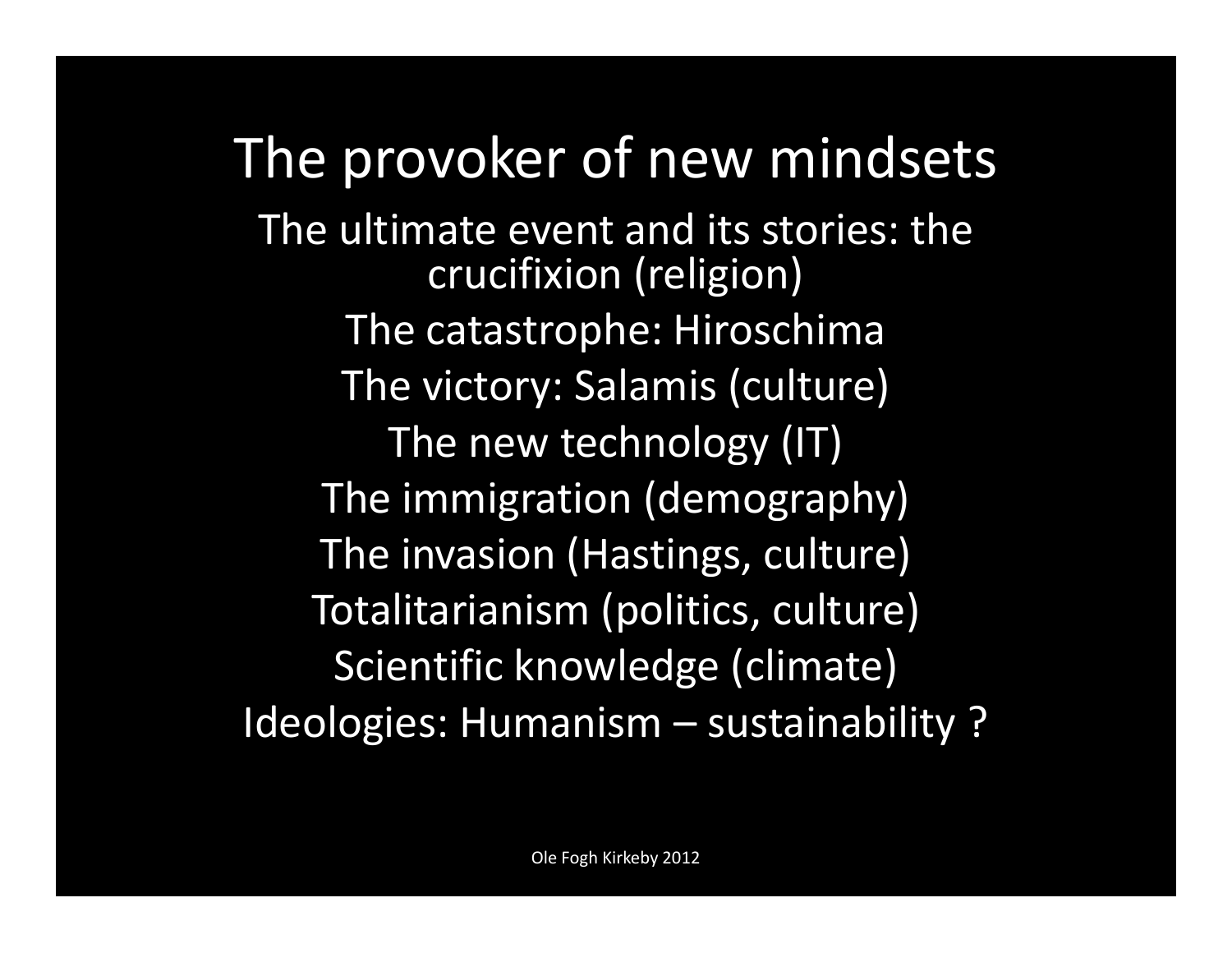# The provoker of new mindsets

The ultimate event and its stories: the crucifixion (religion)

The catastrophe: Hiroschima

The victory: Salamis (culture)

The new technology (IT)

The immigration (demography)

The invasion (Hastings, culture)

Totalitarianism (politics, culture)

Scientific knowledge (climate)

Ideologies: Humanism – sustainability ?

Ole Fogh Kirkeby 2012